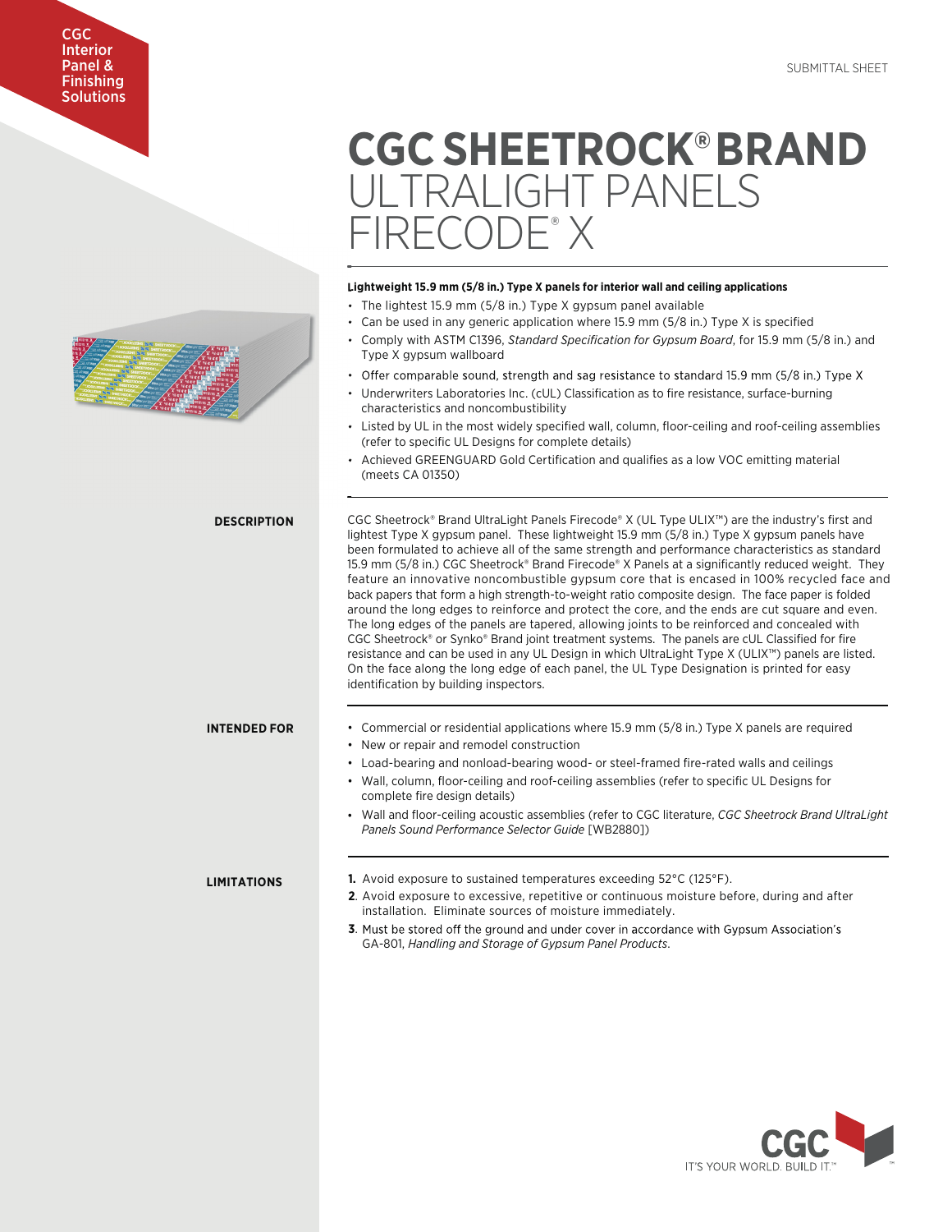CGC Interior Panel & Finishing Solutions

SUBMITTAL SHEET

# CGC SHEETROCK® BRAND ULTRALIGHT PANELS FIRECODE® X

**Lightweight 15.9 mm (5/8 in.) Type X panels for interior wall and ceiling applications**

- The lightest 15.9 mm (5/8 in.) Type X gypsum panel available
- Can be used in any generic application where 15.9 mm (5/8 in.) Type X is specified
- Comply with ASTM C1396, *Standard Specification for Gypsum Board*, for 15.9 mm (5/8 in.) and Type X gypsum wallboard
- Offer comparable sound, strength and sag resistance to standard 15.9 mm (5/8 in.) Type X
- Underwriters Laboratories Inc. (cUL) Classification as to fire resistance, surface-burning characteristics and noncombustibility
- Listed by UL in the most widely specified wall, column, floor-ceiling and roof-ceiling assemblies (refer to specific UL Designs for complete details)
- Achieved GREENGUARD Gold Certification and qualifies as a low VOC emitting material (meets CA 01350)

## DESCRIPTION

CGC Sheetrock® Brand UltraLight Panels Firecode® X (UL Type ULIX™) are the industry's first and lightest Type X gypsum panel. These lightweight 15.9 mm (5/8 in.) Type X gypsum panels have been formulated to achieve all of the same strength and performance characteristics as standard 15.9 mm (5/8 in.) CGC Sheetrock® Brand Firecode® X Panels at a significantly reduced weight. They feature an innovative noncombustible gypsum core that is encased in 100% recycled face and back papers that form a high strength-to-weight ratio composite design. The face paper is folded around the long edges to reinforce and protect the core, and the ends are cut square and even. The long edges of the panels are tapered, allowing joints to be reinforced and concealed with CGC Sheetrock® or Synko® Brand joint treatment systems. The panels are cUL Classified for fire resistance and can be used in any UL Design in which UltraLight Type X (ULIX™) panels are listed. On the face along the long edge of each panel, the UL Type Designation is printed for easy identification by building inspectors.

## INTENDED FOR

- Commercial or residential applications where 15.9 mm (5/8 in.) Type X panels are required
- New or repair and remodel construction
- Load-bearing and nonload-bearing wood- or steel-framed fire-rated walls and ceilings
- Wall, column, floor-ceiling and roof-ceiling assemblies (refer to specific UL Designs for complete fire design details)
- Wall and floor-ceiling acoustic assemblies (refer to CGC literature, *CGC Sheetrock Brand UltraLight Panels Sound Performance Selector Guide* [WB2880])

## LIMITATIONS

1. Avoid exposure to sustained temperatures exceeding 52°C (125°F).
2. Avoid exposure to excessive, repetitive or continuous moisture before, during and after installation. Eliminate sources of moisture immediately.
3. Must be stored off the ground and under cover in accordance with Gypsum Association's GA-801, *Handling and Storage of Gypsum Panel Products*.

CGC
IT'S YOUR WORLD. BUILD IT.™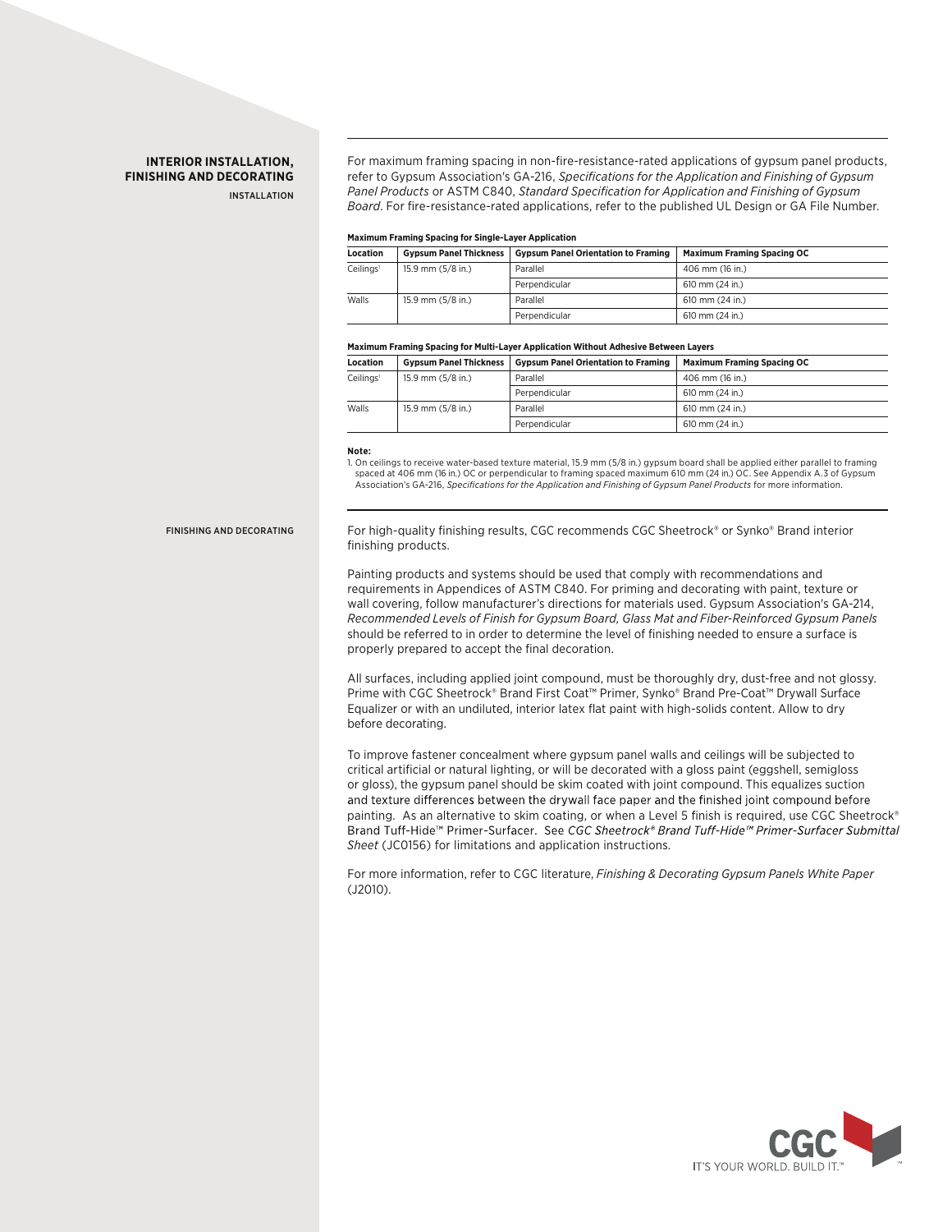## INTERIOR INSTALLATION, FINISHING AND DECORATING

### INSTALLATION

For maximum framing spacing in non-fire-resistance-rated applications of gypsum panel products, refer to Gypsum Association's GA-216, *Specifications for the Application and Finishing of Gypsum Panel Products* or ASTM C840, *Standard Specification for Application and Finishing of Gypsum Board*. For fire-resistance-rated applications, refer to the published UL Design or GA File Number.

**Maximum Framing Spacing for Single-Layer Application**

| Location | Gypsum Panel Thickness | Gypsum Panel Orientation to Framing | Maximum Framing Spacing OC |
|---|---|---|---|
| Ceilings[1] | 15.9 mm (5/8 in.) | Parallel | 406 mm (16 in.) |
| | | Perpendicular | 610 mm (24 in.) |
| Walls | 15.9 mm (5/8 in.) | Parallel | 610 mm (24 in.) |
| | | Perpendicular | 610 mm (24 in.) |

**Maximum Framing Spacing for Multi-Layer Application Without Adhesive Between Layers**

| Location | Gypsum Panel Thickness | Gypsum Panel Orientation to Framing | Maximum Framing Spacing OC |
|---|---|---|---|
| Ceilings[1] | 15.9 mm (5/8 in.) | Parallel | 406 mm (16 in.) |
| | | Perpendicular | 610 mm (24 in.) |
| Walls | 15.9 mm (5/8 in.) | Parallel | 610 mm (24 in.) |
| | | Perpendicular | 610 mm (24 in.) |

**Note:**

1. On ceilings to receive water-based texture material, 15.9 mm (5/8 in.) gypsum board shall be applied either parallel to framing spaced at 406 mm (16 in.) OC or perpendicular to framing spaced maximum 610 mm (24 in.) OC. See Appendix A.3 of Gypsum Association's GA-216, *Specifications for the Application and Finishing of Gypsum Panel Products* for more information.

### FINISHING AND DECORATING

For high-quality finishing results, CGC recommends CGC Sheetrock® or Synko® Brand interior finishing products.

Painting products and systems should be used that comply with recommendations and requirements in Appendices of ASTM C840. For priming and decorating with paint, texture or wall covering, follow manufacturer's directions for materials used. Gypsum Association's GA-214, *Recommended Levels of Finish for Gypsum Board, Glass Mat and Fiber-Reinforced Gypsum Panels* should be referred to in order to determine the level of finishing needed to ensure a surface is properly prepared to accept the final decoration.

All surfaces, including applied joint compound, must be thoroughly dry, dust-free and not glossy. Prime with CGC Sheetrock® Brand First Coat™ Primer, Synko® Brand Pre-Coat™ Drywall Surface Equalizer or with an undiluted, interior latex flat paint with high-solids content. Allow to dry before decorating.

To improve fastener concealment where gypsum panel walls and ceilings will be subjected to critical artificial or natural lighting, or will be decorated with a gloss paint (eggshell, semigloss or gloss), the gypsum panel should be skim coated with joint compound. This equalizes suction and texture differences between the drywall face paper and the finished joint compound before painting. As an alternative to skim coating, or when a Level 5 finish is required, use CGC Sheetrock® Brand Tuff-Hide™ Primer-Surfacer. See *CGC Sheetrock® Brand Tuff-Hide™ Primer-Surfacer Submittal Sheet* (JC0156) for limitations and application instructions.

For more information, refer to CGC literature, *Finishing & Decorating Gypsum Panels White Paper* (J2010).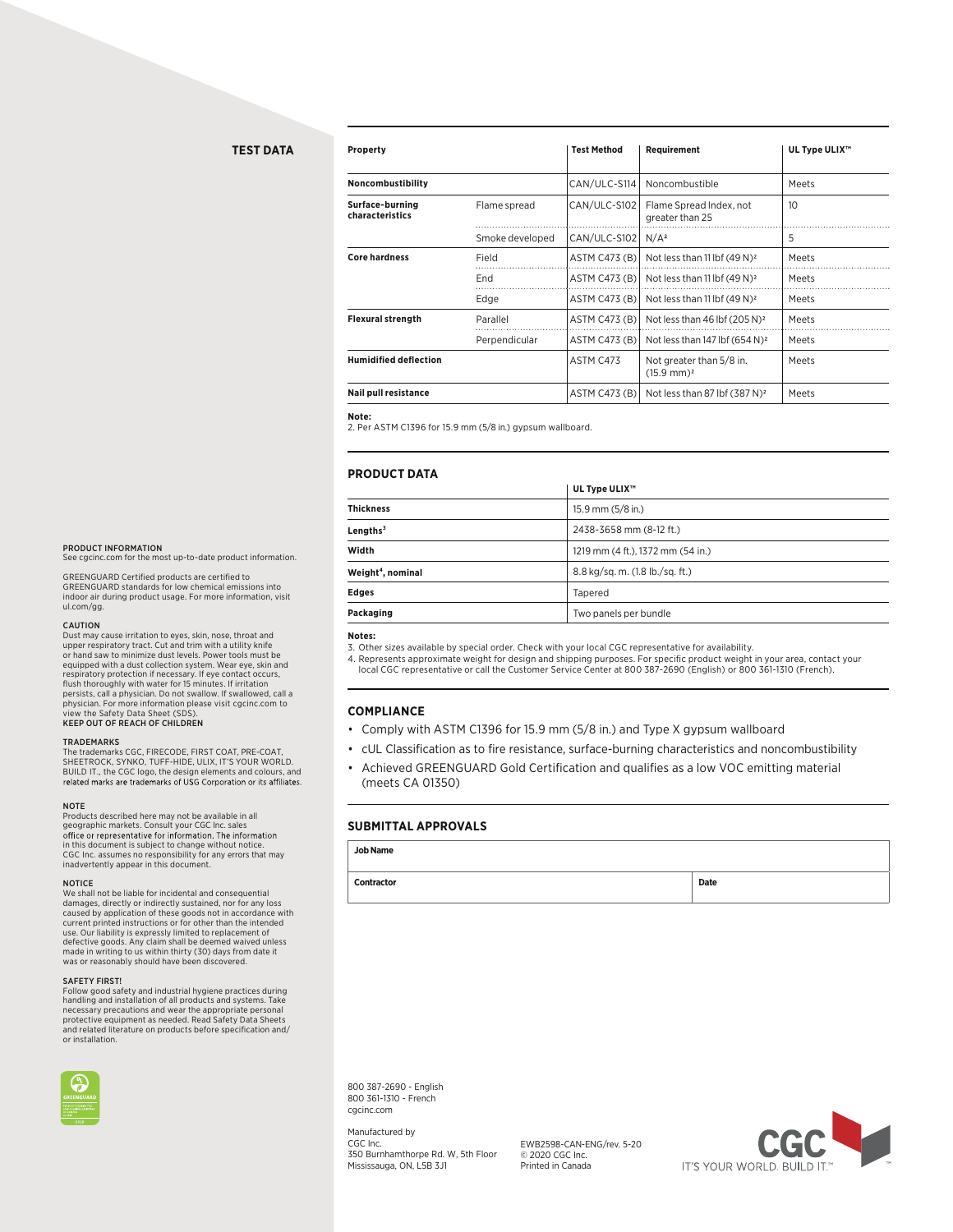## TEST DATA

| Property | | Test Method | Requirement | UL Type ULIX™ |
|---|---|---|---|---|
| **Noncombustibility** | | CAN/ULC-S114 | Noncombustible | Meets |
| **Surface-burning characteristics** | Flame spread | CAN/ULC-S102 | Flame Spread Index, not greater than 25 | 10 |
| | Smoke developed | CAN/ULC-S102 | N/A[2] | 5 |
| **Core hardness** | Field | ASTM C473 (B) | Not less than 11 lbf (49 N)[2] | Meets |
| | End | ASTM C473 (B) | Not less than 11 lbf (49 N)[2] | Meets |
| | Edge | ASTM C473 (B) | Not less than 11 lbf (49 N)[2] | Meets |
| **Flexural strength** | Parallel | ASTM C473 (B) | Not less than 46 lbf (205 N)[2] | Meets |
| | Perpendicular | ASTM C473 (B) | Not less than 147 lbf (654 N)[2] | Meets |
| **Humidified deflection** | | ASTM C473 | Not greater than 5/8 in. (15.9 mm)[2] | Meets |
| **Nail pull resistance** | | ASTM C473 (B) | Not less than 87 lbf (387 N)[2] | Meets |

**Note:**
2. Per ASTM C1396 for 15.9 mm (5/8 in.) gypsum wallboard.

## PRODUCT DATA

| | UL Type ULIX™ |
|---|---|
| **Thickness** | 15.9 mm (5/8 in.) |
| **Lengths[3]** | 2438-3658 mm (8-12 ft.) |
| **Width** | 1219 mm (4 ft.), 1372 mm (54 in.) |
| **Weight[4], nominal** | 8.8 kg/sq. m. (1.8 lb./sq. ft.) |
| **Edges** | Tapered |
| **Packaging** | Two panels per bundle |

**Notes:**
3. Other sizes available by special order. Check with your local CGC representative for availability.
4. Represents approximate weight for design and shipping purposes. For specific product weight in your area, contact your local CGC representative or call the Customer Service Center at 800 387-2690 (English) or 800 361-1310 (French).

## COMPLIANCE

- Comply with ASTM C1396 for 15.9 mm (5/8 in.) and Type X gypsum wallboard
- cUL Classification as to fire resistance, surface-burning characteristics and noncombustibility
- Achieved GREENGUARD Gold Certification and qualifies as a low VOC emitting material (meets CA 01350)

## SUBMITTAL APPROVALS

| | |
|---|---|
| **Job Name** | |
| **Contractor** | **Date** |

**PRODUCT INFORMATION**
See cgcinc.com for the most up-to-date product information.

GREENGUARD Certified products are certified to GREENGUARD standards for low chemical emissions into indoor air during product usage. For more information, visit ul.com/gg.

**CAUTION**
Dust may cause irritation to eyes, skin, nose, throat and upper respiratory tract. Cut and trim with a utility knife or hand saw to minimize dust levels. Power tools must be equipped with a dust collection system. Wear eye, skin and respiratory protection if necessary. If eye contact occurs, flush thoroughly with water for 15 minutes. If irritation persists, call a physician. Do not swallow. If swallowed, call a physician. For more information please visit cgcinc.com to view the Safety Data Sheet (SDS).
**KEEP OUT OF REACH OF CHILDREN**

**TRADEMARKS**
The trademarks CGC, FIRECODE, FIRST COAT, PRE-COAT, SHEETROCK, SYNKO, TUFF-HIDE, ULIX, IT'S YOUR WORLD. BUILD IT., the CGC logo, the design elements and colours, and related marks are trademarks of USG Corporation or its affiliates.

**NOTE**
Products described here may not be available in all geographic markets. Consult your CGC Inc. sales office or representative for information. The information in this document is subject to change without notice. CGC Inc. assumes no responsibility for any errors that may inadvertently appear in this document.

**NOTICE**
We shall not be liable for incidental and consequential damages, directly or indirectly sustained, nor for any loss caused by application of these goods not in accordance with current printed instructions or for other than the intended use. Our liability is expressly limited to replacement of defective goods. Any claim shall be deemed waived unless made in writing to us within thirty (30) days from date it was or reasonably should have been discovered.

**SAFETY FIRST!**
Follow good safety and industrial hygiene practices during handling and installation of all products and systems. Take necessary precautions and wear the appropriate personal protective equipment as needed. Read Safety Data Sheets and related literature on products before specification and/or installation.

800 387-2690 - English
800 361-1310 - French
cgcinc.com

Manufactured by
CGC Inc.
350 Burnhamthorpe Rd. W, 5th Floor
Mississauga, ON, L5B 3J1

EWB2598-CAN-ENG/rev. 5-20
© 2020 CGC Inc.
Printed in Canada

CGC
IT'S YOUR WORLD. BUILD IT.™